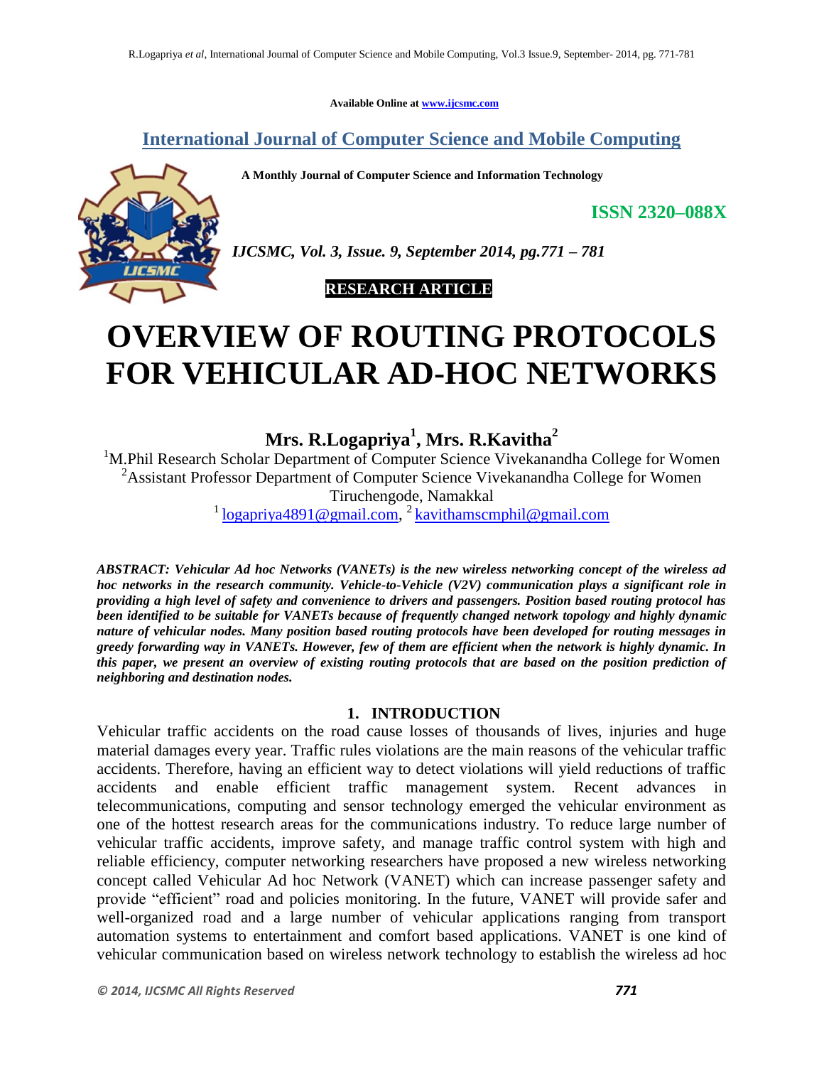Available Online at www.ijcsmc.com

## International Journal of Computer Science and Mobile Computing

**A Monthly Journal of Computer Science and Information Technology**

**ISSN 2320–088X**

*IJCSMC, Vol. 3, Issue. 9, September 2014, pg.771 – 781*

**RESEARCH ARTICLE**

# OVERVIEW OF ROUTING PROTOCOLS FOR VEHICULAR AD-HOC NETWORKS

**Mrs. R.Logapriya[1], Mrs. R.Kavitha[2]**

[1]M.Phil Research Scholar Department of Computer Science Vivekanandha College for Women
[2]Assistant Professor Department of Computer Science Vivekanandha College for Women
Tiruchengode, Namakkal
[1] logapriya4891@gmail.com, [2] kavithamscmphil@gmail.com

***ABSTRACT: Vehicular Ad hoc Networks (VANETs) is the new wireless networking concept of the wireless ad hoc networks in the research community. Vehicle-to-Vehicle (V2V) communication plays a significant role in providing a high level of safety and convenience to drivers and passengers. Position based routing protocol has been identified to be suitable for VANETs because of frequently changed network topology and highly dynamic nature of vehicular nodes. Many position based routing protocols have been developed for routing messages in greedy forwarding way in VANETs. However, few of them are efficient when the network is highly dynamic. In this paper, we present an overview of existing routing protocols that are based on the position prediction of neighboring and destination nodes.***

## 1. INTRODUCTION

Vehicular traffic accidents on the road cause losses of thousands of lives, injuries and huge material damages every year. Traffic rules violations are the main reasons of the vehicular traffic accidents. Therefore, having an efficient way to detect violations will yield reductions of traffic accidents and enable efficient traffic management system. Recent advances in telecommunications, computing and sensor technology emerged the vehicular environment as one of the hottest research areas for the communications industry. To reduce large number of vehicular traffic accidents, improve safety, and manage traffic control system with high and reliable efficiency, computer networking researchers have proposed a new wireless networking concept called Vehicular Ad hoc Network (VANET) which can increase passenger safety and provide "efficient" road and policies monitoring. In the future, VANET will provide safer and well-organized road and a large number of vehicular applications ranging from transport automation systems to entertainment and comfort based applications. VANET is one kind of vehicular communication based on wireless network technology to establish the wireless ad hoc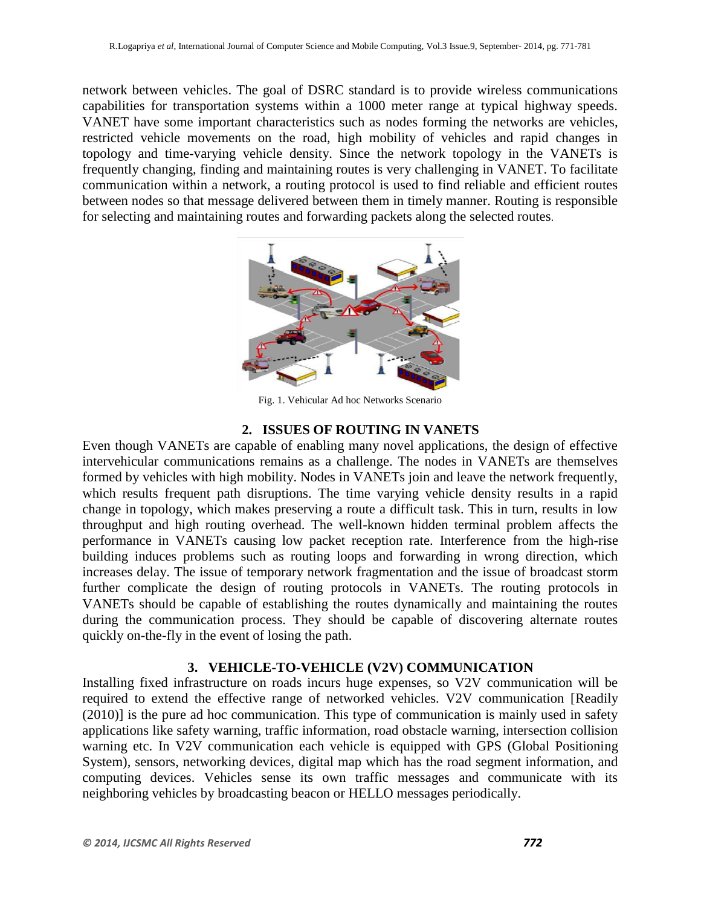network between vehicles. The goal of DSRC standard is to provide wireless communications capabilities for transportation systems within a 1000 meter range at typical highway speeds. VANET have some important characteristics such as nodes forming the networks are vehicles, restricted vehicle movements on the road, high mobility of vehicles and rapid changes in topology and time-varying vehicle density. Since the network topology in the VANETs is frequently changing, finding and maintaining routes is very challenging in VANET. To facilitate communication within a network, a routing protocol is used to find reliable and efficient routes between nodes so that message delivered between them in timely manner. Routing is responsible for selecting and maintaining routes and forwarding packets along the selected routes.

Fig. 1. Vehicular Ad hoc Networks Scenario

## 2. ISSUES OF ROUTING IN VANETS

Even though VANETs are capable of enabling many novel applications, the design of effective intervehicular communications remains as a challenge. The nodes in VANETs are themselves formed by vehicles with high mobility. Nodes in VANETs join and leave the network frequently, which results frequent path disruptions. The time varying vehicle density results in a rapid change in topology, which makes preserving a route a difficult task. This in turn, results in low throughput and high routing overhead. The well-known hidden terminal problem affects the performance in VANETs causing low packet reception rate. Interference from the high-rise building induces problems such as routing loops and forwarding in wrong direction, which increases delay. The issue of temporary network fragmentation and the issue of broadcast storm further complicate the design of routing protocols in VANETs. The routing protocols in VANETs should be capable of establishing the routes dynamically and maintaining the routes during the communication process. They should be capable of discovering alternate routes quickly on-the-fly in the event of losing the path.

## 3. VEHICLE-TO-VEHICLE (V2V) COMMUNICATION

Installing fixed infrastructure on roads incurs huge expenses, so V2V communication will be required to extend the effective range of networked vehicles. V2V communication [Readily (2010)] is the pure ad hoc communication. This type of communication is mainly used in safety applications like safety warning, traffic information, road obstacle warning, intersection collision warning etc. In V2V communication each vehicle is equipped with GPS (Global Positioning System), sensors, networking devices, digital map which has the road segment information, and computing devices. Vehicles sense its own traffic messages and communicate with its neighboring vehicles by broadcasting beacon or HELLO messages periodically.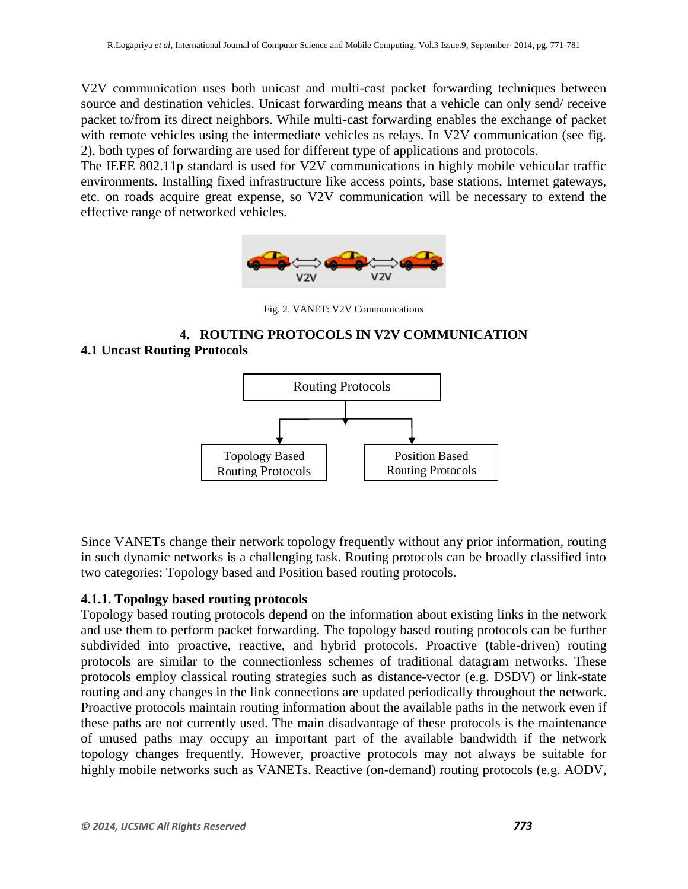V2V communication uses both unicast and multi-cast packet forwarding techniques between source and destination vehicles. Unicast forwarding means that a vehicle can only send/ receive packet to/from its direct neighbors. While multi-cast forwarding enables the exchange of packet with remote vehicles using the intermediate vehicles as relays. In V2V communication (see fig. 2), both types of forwarding are used for different type of applications and protocols.
The IEEE 802.11p standard is used for V2V communications in highly mobile vehicular traffic environments. Installing fixed infrastructure like access points, base stations, Internet gateways, etc. on roads acquire great expense, so V2V communication will be necessary to extend the effective range of networked vehicles.

Fig. 2. VANET: V2V Communications

## 4. ROUTING PROTOCOLS IN V2V COMMUNICATION

### 4.1 Uncast Routing Protocols

Routing Protocols

Topology Based Routing Protocols

Position Based Routing Protocols

Since VANETs change their network topology frequently without any prior information, routing in such dynamic networks is a challenging task. Routing protocols can be broadly classified into two categories: Topology based and Position based routing protocols.

#### 4.1.1. Topology based routing protocols

Topology based routing protocols depend on the information about existing links in the network and use them to perform packet forwarding. The topology based routing protocols can be further subdivided into proactive, reactive, and hybrid protocols. Proactive (table-driven) routing protocols are similar to the connectionless schemes of traditional datagram networks. These protocols employ classical routing strategies such as distance-vector (e.g. DSDV) or link-state routing and any changes in the link connections are updated periodically throughout the network. Proactive protocols maintain routing information about the available paths in the network even if these paths are not currently used. The main disadvantage of these protocols is the maintenance of unused paths may occupy an important part of the available bandwidth if the network topology changes frequently. However, proactive protocols may not always be suitable for highly mobile networks such as VANETs. Reactive (on-demand) routing protocols (e.g. AODV,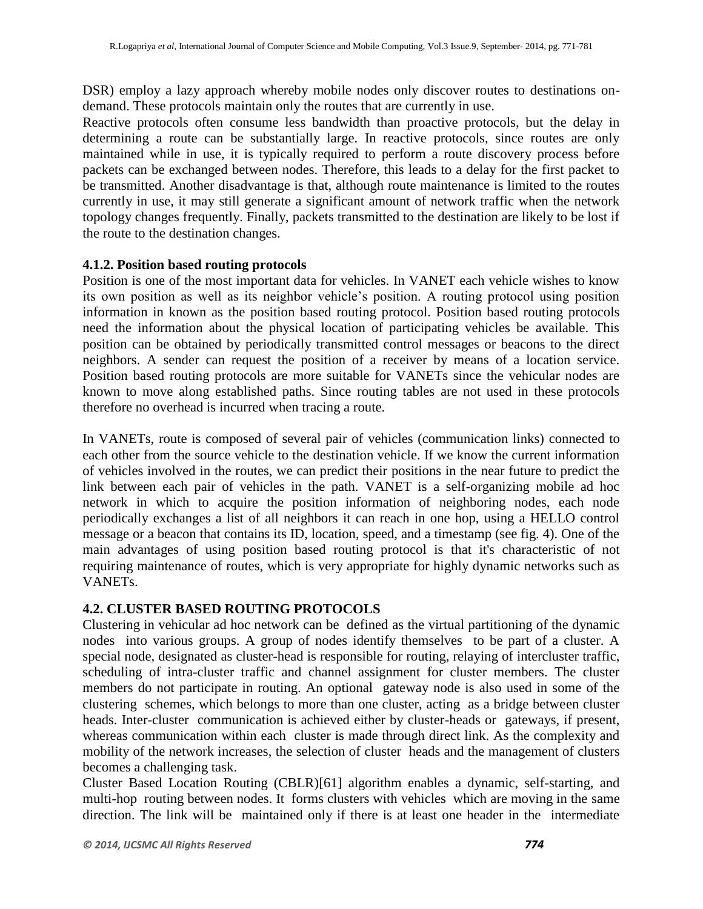DSR) employ a lazy approach whereby mobile nodes only discover routes to destinations on-demand. These protocols maintain only the routes that are currently in use.
Reactive protocols often consume less bandwidth than proactive protocols, but the delay in determining a route can be substantially large. In reactive protocols, since routes are only maintained while in use, it is typically required to perform a route discovery process before packets can be exchanged between nodes. Therefore, this leads to a delay for the first packet to be transmitted. Another disadvantage is that, although route maintenance is limited to the routes currently in use, it may still generate a significant amount of network traffic when the network topology changes frequently. Finally, packets transmitted to the destination are likely to be lost if the route to the destination changes.

#### 4.1.2. Position based routing protocols

Position is one of the most important data for vehicles. In VANET each vehicle wishes to know its own position as well as its neighbor vehicle's position. A routing protocol using position information in known as the position based routing protocol. Position based routing protocols need the information about the physical location of participating vehicles be available. This position can be obtained by periodically transmitted control messages or beacons to the direct neighbors. A sender can request the position of a receiver by means of a location service. Position based routing protocols are more suitable for VANETs since the vehicular nodes are known to move along established paths. Since routing tables are not used in these protocols therefore no overhead is incurred when tracing a route.

In VANETs, route is composed of several pair of vehicles (communication links) connected to each other from the source vehicle to the destination vehicle. If we know the current information of vehicles involved in the routes, we can predict their positions in the near future to predict the link between each pair of vehicles in the path. VANET is a self-organizing mobile ad hoc network in which to acquire the position information of neighboring nodes, each node periodically exchanges a list of all neighbors it can reach in one hop, using a HELLO control message or a beacon that contains its ID, location, speed, and a timestamp (see fig. 4). One of the main advantages of using position based routing protocol is that it's characteristic of not requiring maintenance of routes, which is very appropriate for highly dynamic networks such as VANETs.

### 4.2. CLUSTER BASED ROUTING PROTOCOLS

Clustering in vehicular ad hoc network can be defined as the virtual partitioning of the dynamic nodes into various groups. A group of nodes identify themselves to be part of a cluster. A special node, designated as cluster-head is responsible for routing, relaying of intercluster traffic, scheduling of intra-cluster traffic and channel assignment for cluster members. The cluster members do not participate in routing. An optional gateway node is also used in some of the clustering schemes, which belongs to more than one cluster, acting as a bridge between cluster heads. Inter-cluster communication is achieved either by cluster-heads or gateways, if present, whereas communication within each cluster is made through direct link. As the complexity and mobility of the network increases, the selection of cluster heads and the management of clusters becomes a challenging task.
Cluster Based Location Routing (CBLR)[61] algorithm enables a dynamic, self-starting, and multi-hop routing between nodes. It forms clusters with vehicles which are moving in the same direction. The link will be maintained only if there is at least one header in the intermediate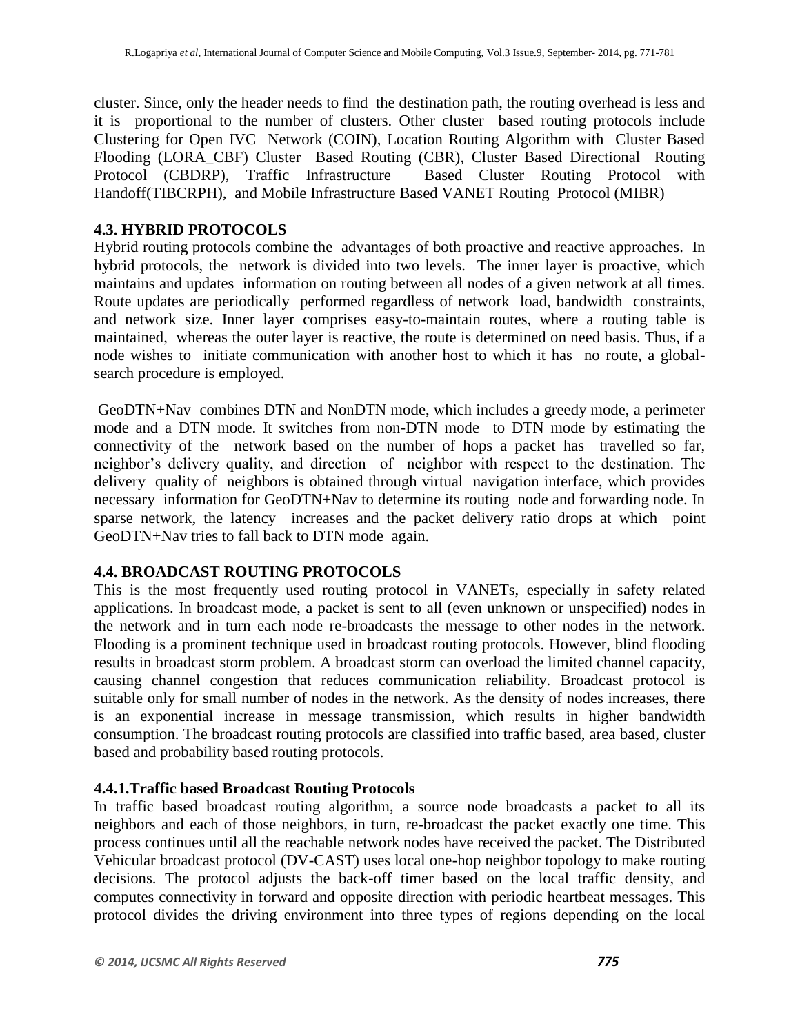cluster. Since, only the header needs to find the destination path, the routing overhead is less and it is proportional to the number of clusters. Other cluster based routing protocols include Clustering for Open IVC Network (COIN), Location Routing Algorithm with Cluster Based Flooding (LORA_CBF) Cluster Based Routing (CBR), Cluster Based Directional Routing Protocol (CBDRP), Traffic Infrastructure Based Cluster Routing Protocol with Handoff(TIBCRPH), and Mobile Infrastructure Based VANET Routing Protocol (MIBR)

### 4.3. HYBRID PROTOCOLS

Hybrid routing protocols combine the advantages of both proactive and reactive approaches. In hybrid protocols, the network is divided into two levels. The inner layer is proactive, which maintains and updates information on routing between all nodes of a given network at all times. Route updates are periodically performed regardless of network load, bandwidth constraints, and network size. Inner layer comprises easy-to-maintain routes, where a routing table is maintained, whereas the outer layer is reactive, the route is determined on need basis. Thus, if a node wishes to initiate communication with another host to which it has no route, a global-search procedure is employed.

GeoDTN+Nav combines DTN and NonDTN mode, which includes a greedy mode, a perimeter mode and a DTN mode. It switches from non-DTN mode to DTN mode by estimating the connectivity of the network based on the number of hops a packet has travelled so far, neighbor's delivery quality, and direction of neighbor with respect to the destination. The delivery quality of neighbors is obtained through virtual navigation interface, which provides necessary information for GeoDTN+Nav to determine its routing node and forwarding node. In sparse network, the latency increases and the packet delivery ratio drops at which point GeoDTN+Nav tries to fall back to DTN mode again.

### 4.4. BROADCAST ROUTING PROTOCOLS

This is the most frequently used routing protocol in VANETs, especially in safety related applications. In broadcast mode, a packet is sent to all (even unknown or unspecified) nodes in the network and in turn each node re-broadcasts the message to other nodes in the network. Flooding is a prominent technique used in broadcast routing protocols. However, blind flooding results in broadcast storm problem. A broadcast storm can overload the limited channel capacity, causing channel congestion that reduces communication reliability. Broadcast protocol is suitable only for small number of nodes in the network. As the density of nodes increases, there is an exponential increase in message transmission, which results in higher bandwidth consumption. The broadcast routing protocols are classified into traffic based, area based, cluster based and probability based routing protocols.

#### 4.4.1.Traffic based Broadcast Routing Protocols

In traffic based broadcast routing algorithm, a source node broadcasts a packet to all its neighbors and each of those neighbors, in turn, re-broadcast the packet exactly one time. This process continues until all the reachable network nodes have received the packet. The Distributed Vehicular broadcast protocol (DV-CAST) uses local one-hop neighbor topology to make routing decisions. The protocol adjusts the back-off timer based on the local traffic density, and computes connectivity in forward and opposite direction with periodic heartbeat messages. This protocol divides the driving environment into three types of regions depending on the local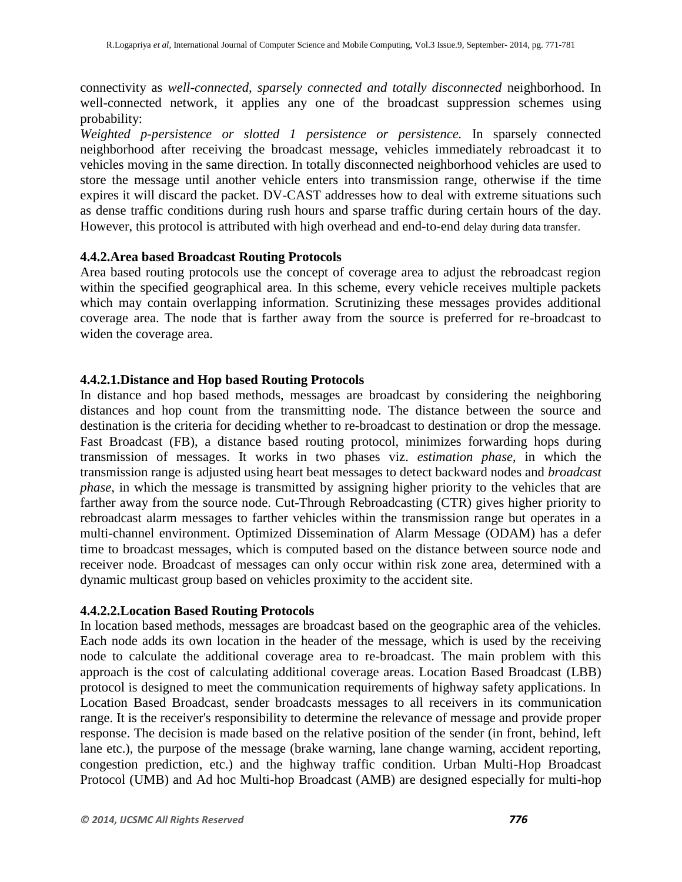connectivity as *well-connected, sparsely connected and totally disconnected* neighborhood. In well-connected network, it applies any one of the broadcast suppression schemes using probability:
*Weighted p-persistence or slotted 1 persistence or persistence.* In sparsely connected neighborhood after receiving the broadcast message, vehicles immediately rebroadcast it to vehicles moving in the same direction. In totally disconnected neighborhood vehicles are used to store the message until another vehicle enters into transmission range, otherwise if the time expires it will discard the packet. DV-CAST addresses how to deal with extreme situations such as dense traffic conditions during rush hours and sparse traffic during certain hours of the day. However, this protocol is attributed with high overhead and end-to-end delay during data transfer.

### 4.4.2.Area based Broadcast Routing Protocols

Area based routing protocols use the concept of coverage area to adjust the rebroadcast region within the specified geographical area. In this scheme, every vehicle receives multiple packets which may contain overlapping information. Scrutinizing these messages provides additional coverage area. The node that is farther away from the source is preferred for re-broadcast to widen the coverage area.

#### 4.4.2.1.Distance and Hop based Routing Protocols

In distance and hop based methods, messages are broadcast by considering the neighboring distances and hop count from the transmitting node. The distance between the source and destination is the criteria for deciding whether to re-broadcast to destination or drop the message. Fast Broadcast (FB), a distance based routing protocol, minimizes forwarding hops during transmission of messages. It works in two phases viz. *estimation phase*, in which the transmission range is adjusted using heart beat messages to detect backward nodes and *broadcast phase*, in which the message is transmitted by assigning higher priority to the vehicles that are farther away from the source node. Cut-Through Rebroadcasting (CTR) gives higher priority to rebroadcast alarm messages to farther vehicles within the transmission range but operates in a multi-channel environment. Optimized Dissemination of Alarm Message (ODAM) has a defer time to broadcast messages, which is computed based on the distance between source node and receiver node. Broadcast of messages can only occur within risk zone area, determined with a dynamic multicast group based on vehicles proximity to the accident site.

#### 4.4.2.2.Location Based Routing Protocols

In location based methods, messages are broadcast based on the geographic area of the vehicles. Each node adds its own location in the header of the message, which is used by the receiving node to calculate the additional coverage area to re-broadcast. The main problem with this approach is the cost of calculating additional coverage areas. Location Based Broadcast (LBB) protocol is designed to meet the communication requirements of highway safety applications. In Location Based Broadcast, sender broadcasts messages to all receivers in its communication range. It is the receiver's responsibility to determine the relevance of message and provide proper response. The decision is made based on the relative position of the sender (in front, behind, left lane etc.), the purpose of the message (brake warning, lane change warning, accident reporting, congestion prediction, etc.) and the highway traffic condition. Urban Multi-Hop Broadcast Protocol (UMB) and Ad hoc Multi-hop Broadcast (AMB) are designed especially for multi-hop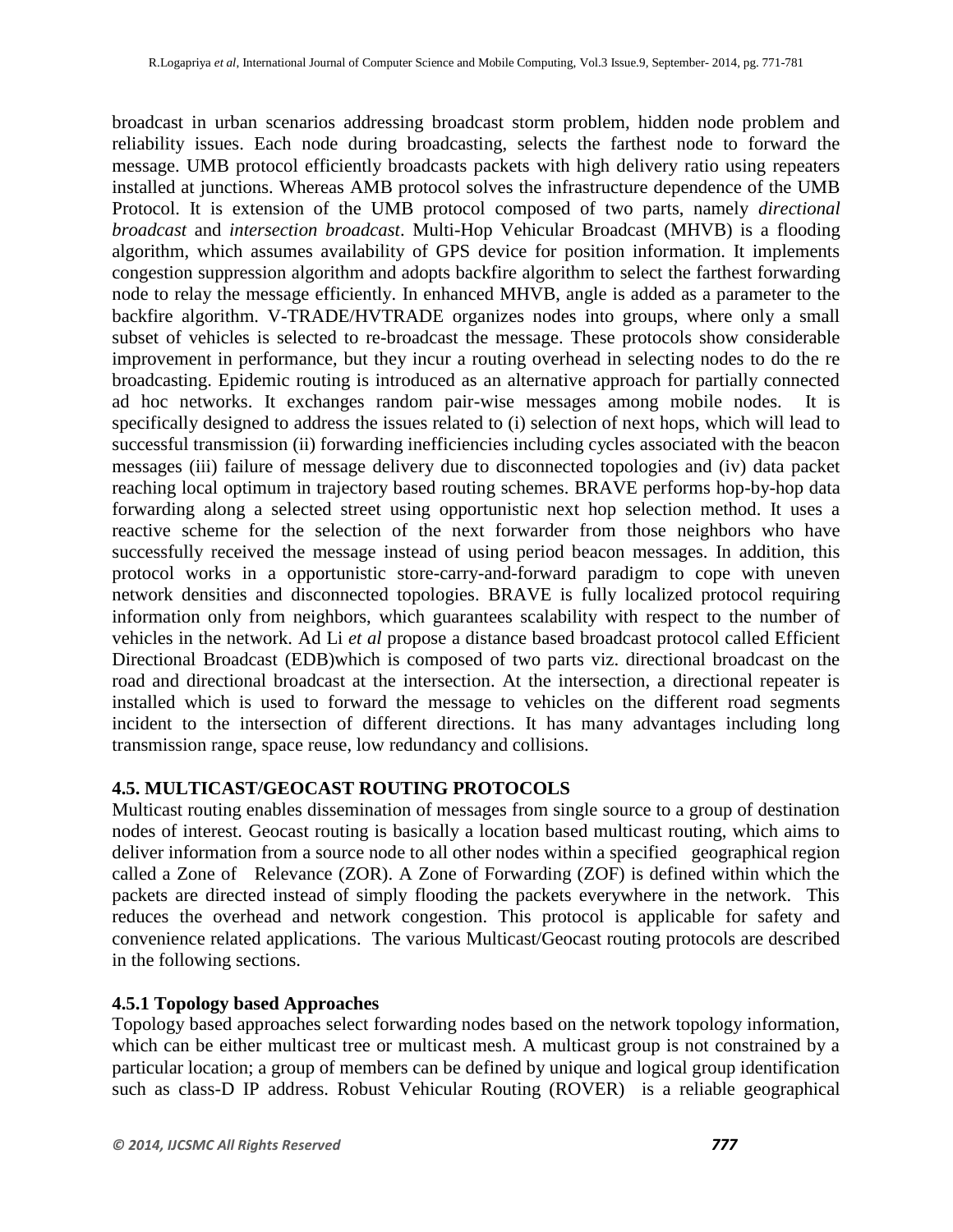broadcast in urban scenarios addressing broadcast storm problem, hidden node problem and reliability issues. Each node during broadcasting, selects the farthest node to forward the message. UMB protocol efficiently broadcasts packets with high delivery ratio using repeaters installed at junctions. Whereas AMB protocol solves the infrastructure dependence of the UMB Protocol. It is extension of the UMB protocol composed of two parts, namely *directional broadcast* and *intersection broadcast*. Multi-Hop Vehicular Broadcast (MHVB) is a flooding algorithm, which assumes availability of GPS device for position information. It implements congestion suppression algorithm and adopts backfire algorithm to select the farthest forwarding node to relay the message efficiently. In enhanced MHVB, angle is added as a parameter to the backfire algorithm. V-TRADE/HVTRADE organizes nodes into groups, where only a small subset of vehicles is selected to re-broadcast the message. These protocols show considerable improvement in performance, but they incur a routing overhead in selecting nodes to do the re broadcasting. Epidemic routing is introduced as an alternative approach for partially connected ad hoc networks. It exchanges random pair-wise messages among mobile nodes. It is specifically designed to address the issues related to (i) selection of next hops, which will lead to successful transmission (ii) forwarding inefficiencies including cycles associated with the beacon messages (iii) failure of message delivery due to disconnected topologies and (iv) data packet reaching local optimum in trajectory based routing schemes. BRAVE performs hop-by-hop data forwarding along a selected street using opportunistic next hop selection method. It uses a reactive scheme for the selection of the next forwarder from those neighbors who have successfully received the message instead of using period beacon messages. In addition, this protocol works in a opportunistic store-carry-and-forward paradigm to cope with uneven network densities and disconnected topologies. BRAVE is fully localized protocol requiring information only from neighbors, which guarantees scalability with respect to the number of vehicles in the network. Ad Li *et al* propose a distance based broadcast protocol called Efficient Directional Broadcast (EDB)which is composed of two parts viz. directional broadcast on the road and directional broadcast at the intersection. At the intersection, a directional repeater is installed which is used to forward the message to vehicles on the different road segments incident to the intersection of different directions. It has many advantages including long transmission range, space reuse, low redundancy and collisions.

### 4.5. MULTICAST/GEOCAST ROUTING PROTOCOLS

Multicast routing enables dissemination of messages from single source to a group of destination nodes of interest. Geocast routing is basically a location based multicast routing, which aims to deliver information from a source node to all other nodes within a specified geographical region called a Zone of Relevance (ZOR). A Zone of Forwarding (ZOF) is defined within which the packets are directed instead of simply flooding the packets everywhere in the network. This reduces the overhead and network congestion. This protocol is applicable for safety and convenience related applications. The various Multicast/Geocast routing protocols are described in the following sections.

#### 4.5.1 Topology based Approaches

Topology based approaches select forwarding nodes based on the network topology information, which can be either multicast tree or multicast mesh. A multicast group is not constrained by a particular location; a group of members can be defined by unique and logical group identification such as class-D IP address. Robust Vehicular Routing (ROVER) is a reliable geographical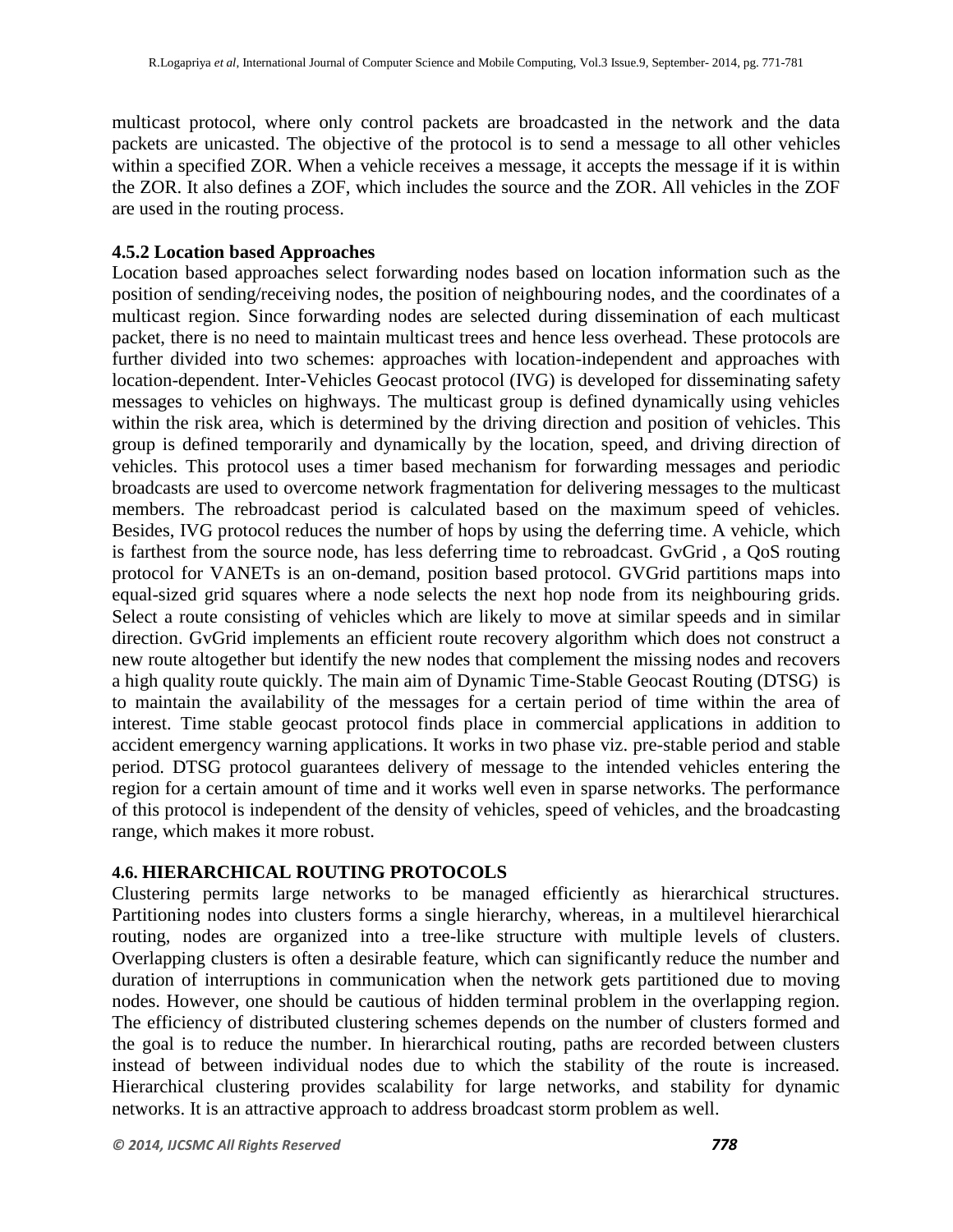multicast protocol, where only control packets are broadcasted in the network and the data packets are unicasted. The objective of the protocol is to send a message to all other vehicles within a specified ZOR. When a vehicle receives a message, it accepts the message if it is within the ZOR. It also defines a ZOF, which includes the source and the ZOR. All vehicles in the ZOF are used in the routing process.

### 4.5.2 Location based Approaches

Location based approaches select forwarding nodes based on location information such as the position of sending/receiving nodes, the position of neighbouring nodes, and the coordinates of a multicast region. Since forwarding nodes are selected during dissemination of each multicast packet, there is no need to maintain multicast trees and hence less overhead. These protocols are further divided into two schemes: approaches with location-independent and approaches with location-dependent. Inter-Vehicles Geocast protocol (IVG) is developed for disseminating safety messages to vehicles on highways. The multicast group is defined dynamically using vehicles within the risk area, which is determined by the driving direction and position of vehicles. This group is defined temporarily and dynamically by the location, speed, and driving direction of vehicles. This protocol uses a timer based mechanism for forwarding messages and periodic broadcasts are used to overcome network fragmentation for delivering messages to the multicast members. The rebroadcast period is calculated based on the maximum speed of vehicles. Besides, IVG protocol reduces the number of hops by using the deferring time. A vehicle, which is farthest from the source node, has less deferring time to rebroadcast. GvGrid , a QoS routing protocol for VANETs is an on-demand, position based protocol. GVGrid partitions maps into equal-sized grid squares where a node selects the next hop node from its neighbouring grids. Select a route consisting of vehicles which are likely to move at similar speeds and in similar direction. GvGrid implements an efficient route recovery algorithm which does not construct a new route altogether but identify the new nodes that complement the missing nodes and recovers a high quality route quickly. The main aim of Dynamic Time-Stable Geocast Routing (DTSG) is to maintain the availability of the messages for a certain period of time within the area of interest. Time stable geocast protocol finds place in commercial applications in addition to accident emergency warning applications. It works in two phase viz. pre-stable period and stable period. DTSG protocol guarantees delivery of message to the intended vehicles entering the region for a certain amount of time and it works well even in sparse networks. The performance of this protocol is independent of the density of vehicles, speed of vehicles, and the broadcasting range, which makes it more robust.

## 4.6. HIERARCHICAL ROUTING PROTOCOLS

Clustering permits large networks to be managed efficiently as hierarchical structures. Partitioning nodes into clusters forms a single hierarchy, whereas, in a multilevel hierarchical routing, nodes are organized into a tree-like structure with multiple levels of clusters. Overlapping clusters is often a desirable feature, which can significantly reduce the number and duration of interruptions in communication when the network gets partitioned due to moving nodes. However, one should be cautious of hidden terminal problem in the overlapping region. The efficiency of distributed clustering schemes depends on the number of clusters formed and the goal is to reduce the number. In hierarchical routing, paths are recorded between clusters instead of between individual nodes due to which the stability of the route is increased. Hierarchical clustering provides scalability for large networks, and stability for dynamic networks. It is an attractive approach to address broadcast storm problem as well.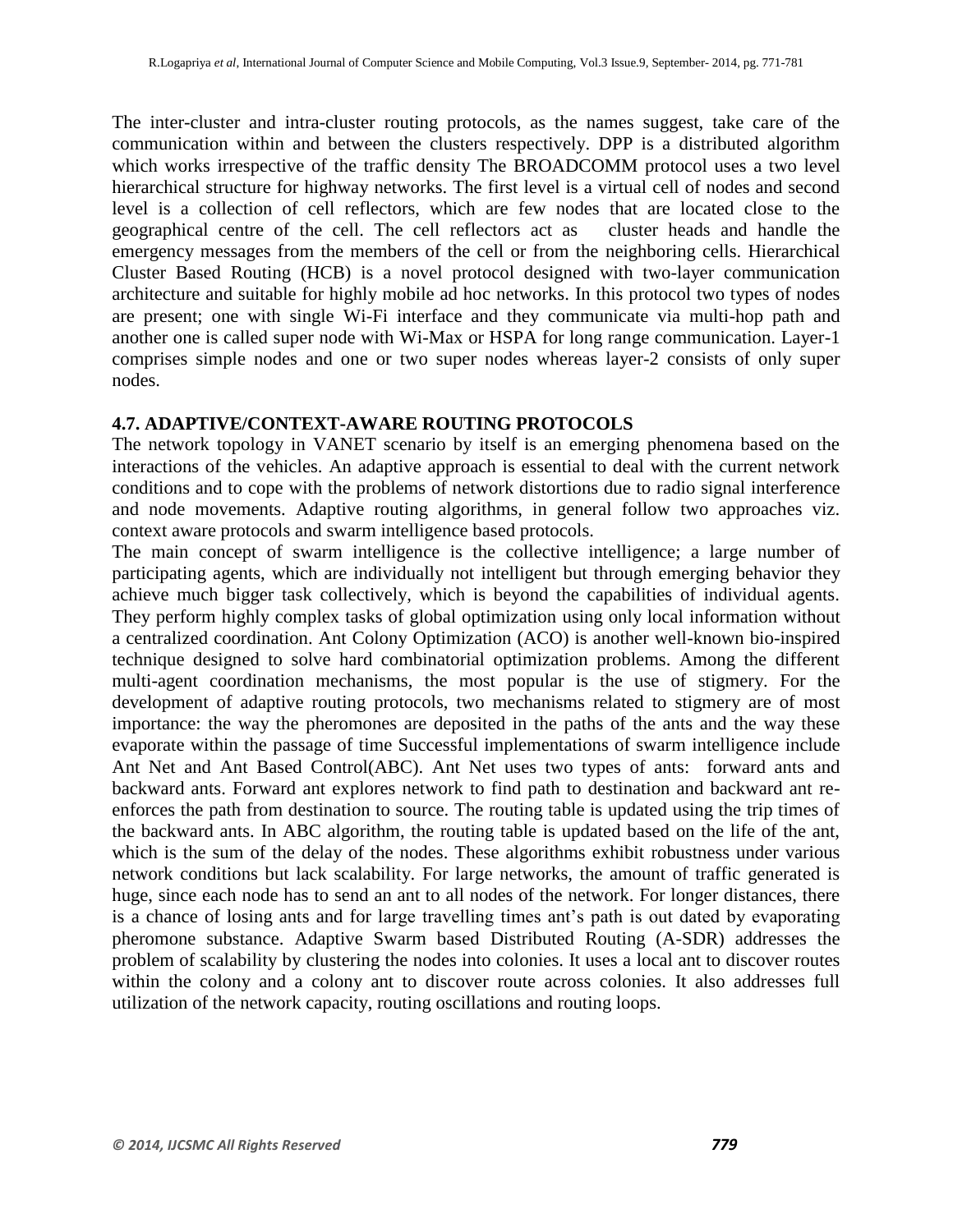The inter-cluster and intra-cluster routing protocols, as the names suggest, take care of the communication within and between the clusters respectively. DPP is a distributed algorithm which works irrespective of the traffic density The BROADCOMM protocol uses a two level hierarchical structure for highway networks. The first level is a virtual cell of nodes and second level is a collection of cell reflectors, which are few nodes that are located close to the geographical centre of the cell. The cell reflectors act as cluster heads and handle the emergency messages from the members of the cell or from the neighboring cells. Hierarchical Cluster Based Routing (HCB) is a novel protocol designed with two-layer communication architecture and suitable for highly mobile ad hoc networks. In this protocol two types of nodes are present; one with single Wi-Fi interface and they communicate via multi-hop path and another one is called super node with Wi-Max or HSPA for long range communication. Layer-1 comprises simple nodes and one or two super nodes whereas layer-2 consists of only super nodes.

### 4.7. ADAPTIVE/CONTEXT-AWARE ROUTING PROTOCOLS

The network topology in VANET scenario by itself is an emerging phenomena based on the interactions of the vehicles. An adaptive approach is essential to deal with the current network conditions and to cope with the problems of network distortions due to radio signal interference and node movements. Adaptive routing algorithms, in general follow two approaches viz. context aware protocols and swarm intelligence based protocols.

The main concept of swarm intelligence is the collective intelligence; a large number of participating agents, which are individually not intelligent but through emerging behavior they achieve much bigger task collectively, which is beyond the capabilities of individual agents. They perform highly complex tasks of global optimization using only local information without a centralized coordination. Ant Colony Optimization (ACO) is another well-known bio-inspired technique designed to solve hard combinatorial optimization problems. Among the different multi-agent coordination mechanisms, the most popular is the use of stigmery. For the development of adaptive routing protocols, two mechanisms related to stigmery are of most importance: the way the pheromones are deposited in the paths of the ants and the way these evaporate within the passage of time Successful implementations of swarm intelligence include Ant Net and Ant Based Control(ABC). Ant Net uses two types of ants: forward ants and backward ants. Forward ant explores network to find path to destination and backward ant re-enforces the path from destination to source. The routing table is updated using the trip times of the backward ants. In ABC algorithm, the routing table is updated based on the life of the ant, which is the sum of the delay of the nodes. These algorithms exhibit robustness under various network conditions but lack scalability. For large networks, the amount of traffic generated is huge, since each node has to send an ant to all nodes of the network. For longer distances, there is a chance of losing ants and for large travelling times ant's path is out dated by evaporating pheromone substance. Adaptive Swarm based Distributed Routing (A-SDR) addresses the problem of scalability by clustering the nodes into colonies. It uses a local ant to discover routes within the colony and a colony ant to discover route across colonies. It also addresses full utilization of the network capacity, routing oscillations and routing loops.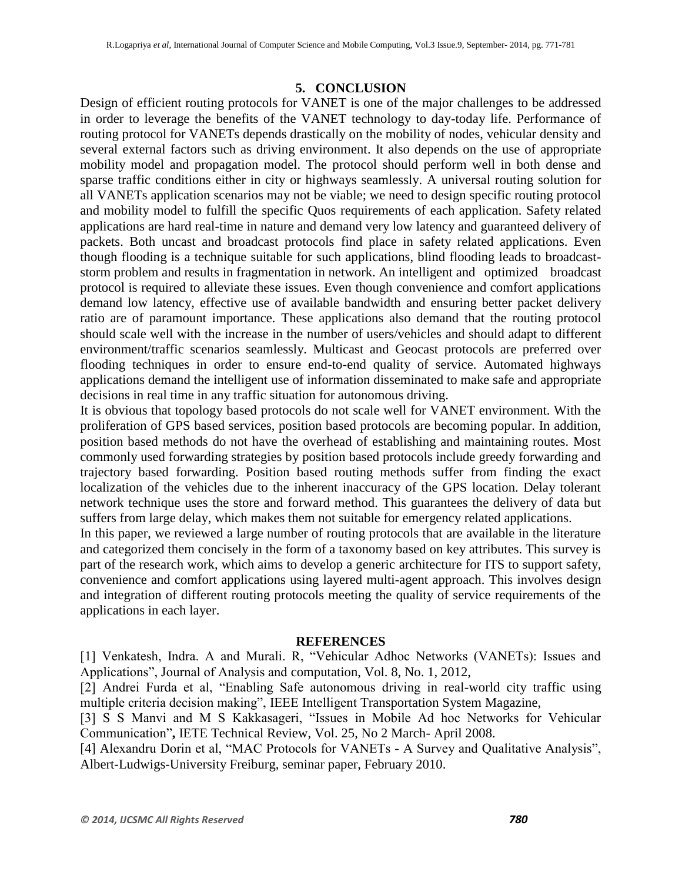## 5. CONCLUSION

Design of efficient routing protocols for VANET is one of the major challenges to be addressed in order to leverage the benefits of the VANET technology to day-today life. Performance of routing protocol for VANETs depends drastically on the mobility of nodes, vehicular density and several external factors such as driving environment. It also depends on the use of appropriate mobility model and propagation model. The protocol should perform well in both dense and sparse traffic conditions either in city or highways seamlessly. A universal routing solution for all VANETs application scenarios may not be viable; we need to design specific routing protocol and mobility model to fulfill the specific Quos requirements of each application. Safety related applications are hard real-time in nature and demand very low latency and guaranteed delivery of packets. Both uncast and broadcast protocols find place in safety related applications. Even though flooding is a technique suitable for such applications, blind flooding leads to broadcast-storm problem and results in fragmentation in network. An intelligent and optimized broadcast protocol is required to alleviate these issues. Even though convenience and comfort applications demand low latency, effective use of available bandwidth and ensuring better packet delivery ratio are of paramount importance. These applications also demand that the routing protocol should scale well with the increase in the number of users/vehicles and should adapt to different environment/traffic scenarios seamlessly. Multicast and Geocast protocols are preferred over flooding techniques in order to ensure end-to-end quality of service. Automated highways applications demand the intelligent use of information disseminated to make safe and appropriate decisions in real time in any traffic situation for autonomous driving.

It is obvious that topology based protocols do not scale well for VANET environment. With the proliferation of GPS based services, position based protocols are becoming popular. In addition, position based methods do not have the overhead of establishing and maintaining routes. Most commonly used forwarding strategies by position based protocols include greedy forwarding and trajectory based forwarding. Position based routing methods suffer from finding the exact localization of the vehicles due to the inherent inaccuracy of the GPS location. Delay tolerant network technique uses the store and forward method. This guarantees the delivery of data but suffers from large delay, which makes them not suitable for emergency related applications.

In this paper, we reviewed a large number of routing protocols that are available in the literature and categorized them concisely in the form of a taxonomy based on key attributes. This survey is part of the research work, which aims to develop a generic architecture for ITS to support safety, convenience and comfort applications using layered multi-agent approach. This involves design and integration of different routing protocols meeting the quality of service requirements of the applications in each layer.

## REFERENCES

[1] Venkatesh, Indra. A and Murali. R, "Vehicular Adhoc Networks (VANETs): Issues and Applications", Journal of Analysis and computation, Vol. 8, No. 1, 2012,

[2] Andrei Furda et al, "Enabling Safe autonomous driving in real-world city traffic using multiple criteria decision making", IEEE Intelligent Transportation System Magazine,

[3] S S Manvi and M S Kakkasageri, "Issues in Mobile Ad hoc Networks for Vehicular Communication", IETE Technical Review, Vol. 25, No 2 March- April 2008.

[4] Alexandru Dorin et al, "MAC Protocols for VANETs - A Survey and Qualitative Analysis", Albert-Ludwigs-University Freiburg, seminar paper, February 2010.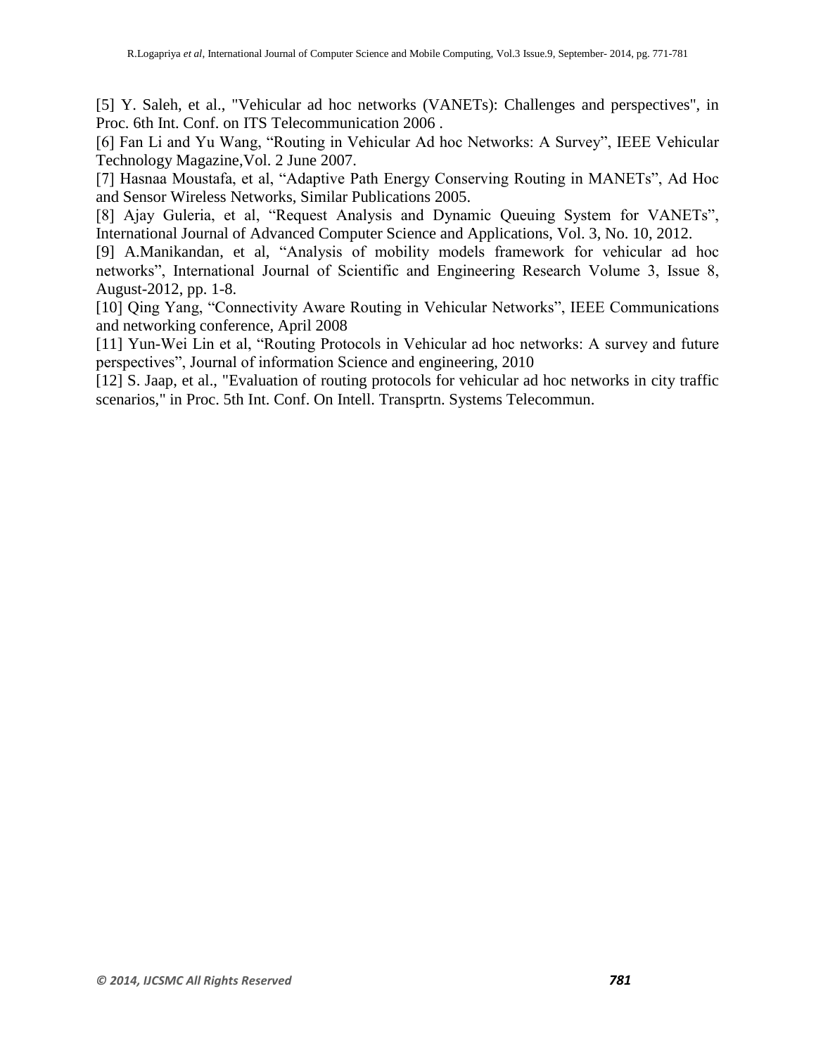[5] Y. Saleh, et al., "Vehicular ad hoc networks (VANETs): Challenges and perspectives", in Proc. 6th Int. Conf. on ITS Telecommunication 2006 .

[6] Fan Li and Yu Wang, “Routing in Vehicular Ad hoc Networks: A Survey”, IEEE Vehicular Technology Magazine,Vol. 2 June 2007.

[7] Hasnaa Moustafa, et al, “Adaptive Path Energy Conserving Routing in MANETs”, Ad Hoc and Sensor Wireless Networks, Similar Publications 2005.

[8] Ajay Guleria, et al, “Request Analysis and Dynamic Queuing System for VANETs”, International Journal of Advanced Computer Science and Applications, Vol. 3, No. 10, 2012.

[9] A.Manikandan, et al, “Analysis of mobility models framework for vehicular ad hoc networks”, International Journal of Scientific and Engineering Research Volume 3, Issue 8, August-2012, pp. 1-8.

[10] Qing Yang, “Connectivity Aware Routing in Vehicular Networks”, IEEE Communications and networking conference, April 2008

[11] Yun-Wei Lin et al, “Routing Protocols in Vehicular ad hoc networks: A survey and future perspectives”, Journal of information Science and engineering, 2010

[12] S. Jaap, et al., "Evaluation of routing protocols for vehicular ad hoc networks in city traffic scenarios," in Proc. 5th Int. Conf. On Intell. Transprtn. Systems Telecommun.